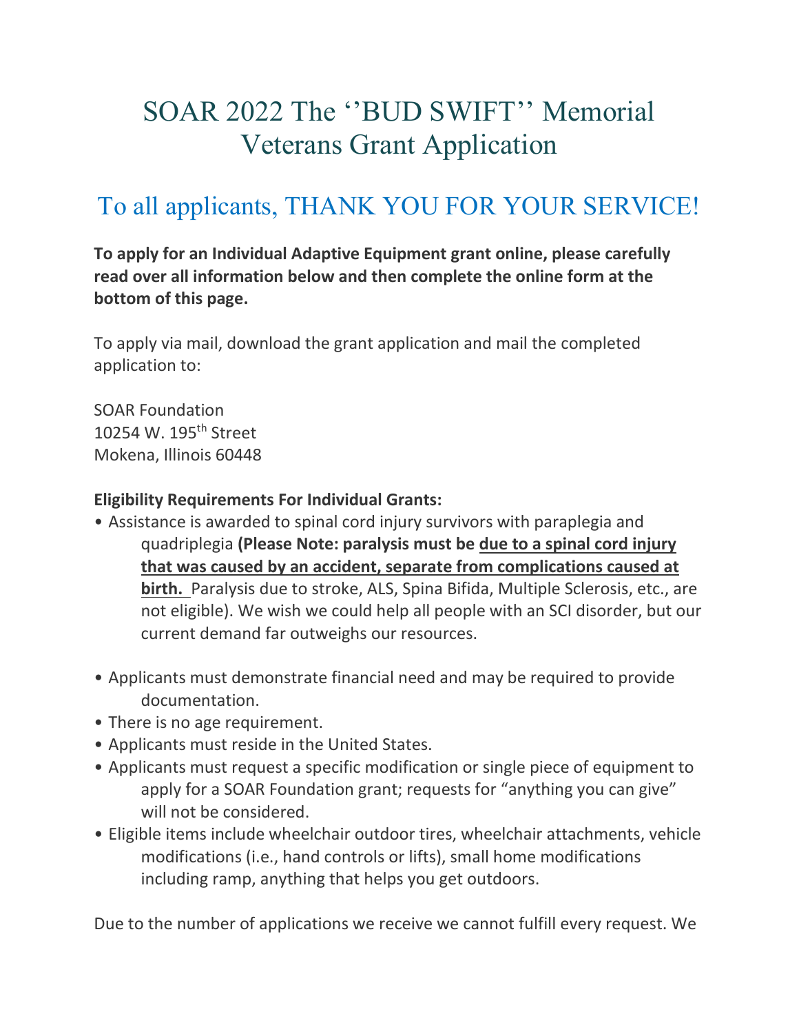# SOAR 2022 The ''BUD SWIFT'' Memorial Veterans Grant Application

## To all applicants, THANK YOU FOR YOUR SERVICE!

**To apply for an Individual Adaptive Equipment grant online, please carefully read over all information below and then complete the online form at the bottom of this page.**

To apply via mail, download the grant application and mail the completed application to:

SOAR Foundation
10254 W. 195th Street
Mokena, Illinois 60448

**Eligibility Requirements For Individual Grants:**

- Assistance is awarded to spinal cord injury survivors with paraplegia and quadriplegia **(Please Note: paralysis must be due to a spinal cord injury that was caused by an accident, separate from complications caused at birth.** Paralysis due to stroke, ALS, Spina Bifida, Multiple Sclerosis, etc., are not eligible). We wish we could help all people with an SCI disorder, but our current demand far outweighs our resources.
- Applicants must demonstrate financial need and may be required to provide documentation.
- There is no age requirement.
- Applicants must reside in the United States.
- Applicants must request a specific modification or single piece of equipment to apply for a SOAR Foundation grant; requests for "anything you can give" will not be considered.
- Eligible items include wheelchair outdoor tires, wheelchair attachments, vehicle modifications (i.e., hand controls or lifts), small home modifications including ramp, anything that helps you get outdoors.

Due to the number of applications we receive we cannot fulfill every request. We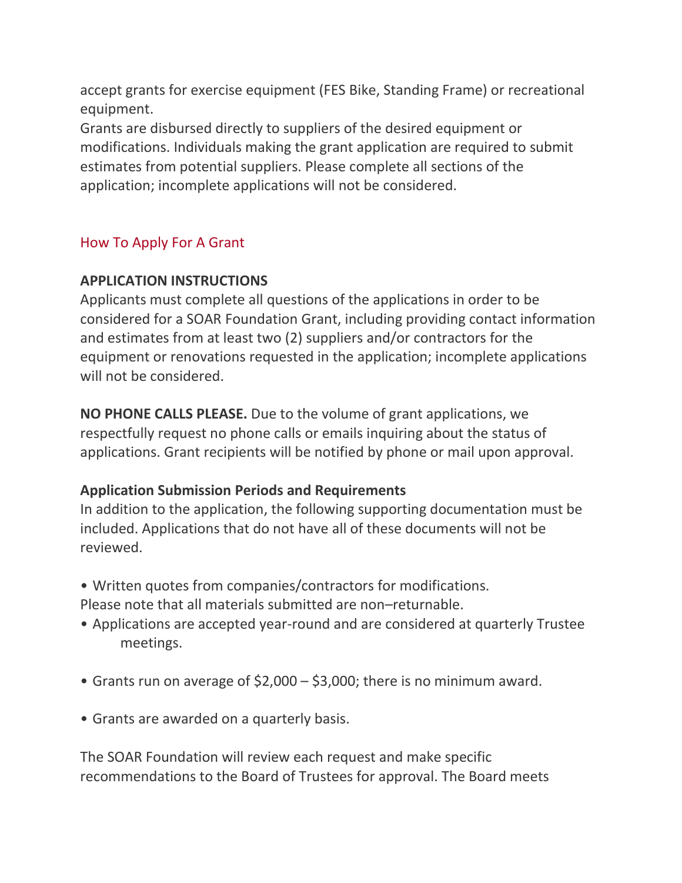accept grants for exercise equipment (FES Bike, Standing Frame) or recreational equipment.

Grants are disbursed directly to suppliers of the desired equipment or modifications. Individuals making the grant application are required to submit estimates from potential suppliers. Please complete all sections of the application; incomplete applications will not be considered.

## How To Apply For A Grant

**APPLICATION INSTRUCTIONS**

Applicants must complete all questions of the applications in order to be considered for a SOAR Foundation Grant, including providing contact information and estimates from at least two (2) suppliers and/or contractors for the equipment or renovations requested in the application; incomplete applications will not be considered.

**NO PHONE CALLS PLEASE.** Due to the volume of grant applications, we respectfully request no phone calls or emails inquiring about the status of applications. Grant recipients will be notified by phone or mail upon approval.

**Application Submission Periods and Requirements**

In addition to the application, the following supporting documentation must be included. Applications that do not have all of these documents will not be reviewed.

- Written quotes from companies/contractors for modifications.

Please note that all materials submitted are non–returnable.

- Applications are accepted year-round and are considered at quarterly Trustee meetings.
- Grants run on average of $2,000 – $3,000; there is no minimum award.
- Grants are awarded on a quarterly basis.

The SOAR Foundation will review each request and make specific recommendations to the Board of Trustees for approval. The Board meets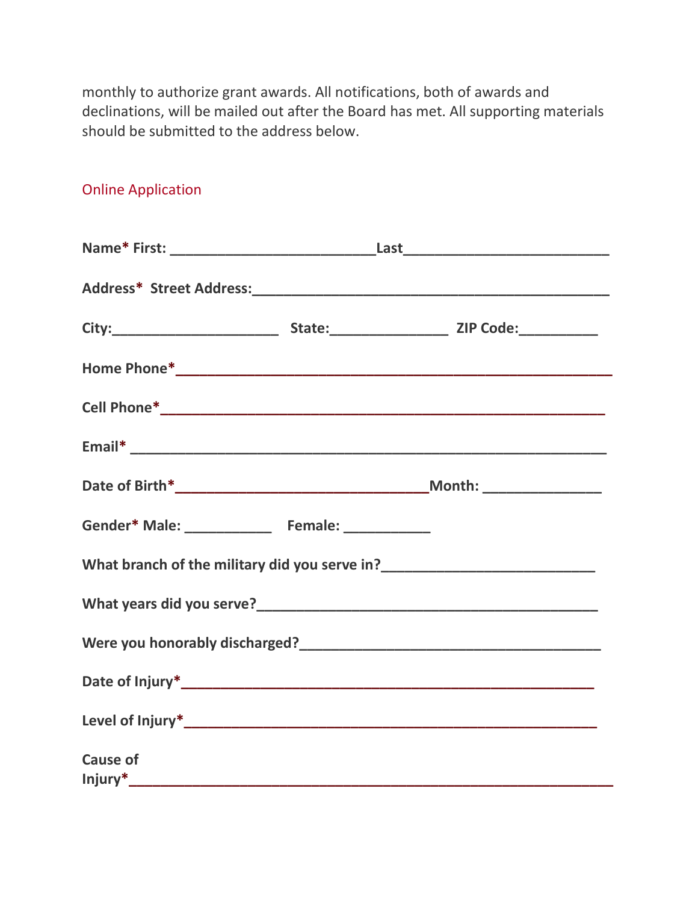monthly to authorize grant awards. All notifications, both of awards and declinations, will be mailed out after the Board has met. All supporting materials should be submitted to the address below.

Online Application

**Name* First: ___________________________Last___________________________**

**Address* Street Address:_______________________________________________**

**City:______________________ State:________________ ZIP Code:__________**

**Home Phone*__________________________________________________________**

**Cell Phone*___________________________________________________________**

**Email* _______________________________________________________________**

**Date of Birth*__________________________________Month: ________________**

**Gender* Male: ____________ Female: ____________**

**What branch of the military did you serve in?_____________________________**

**What years did you serve?_____________________________________________**

**Were you honorably discharged?________________________________________**

**Date of Injury*_______________________________________________________**

**Level of Injury*______________________________________________________**

**Cause of Injury*_________________________________________________________**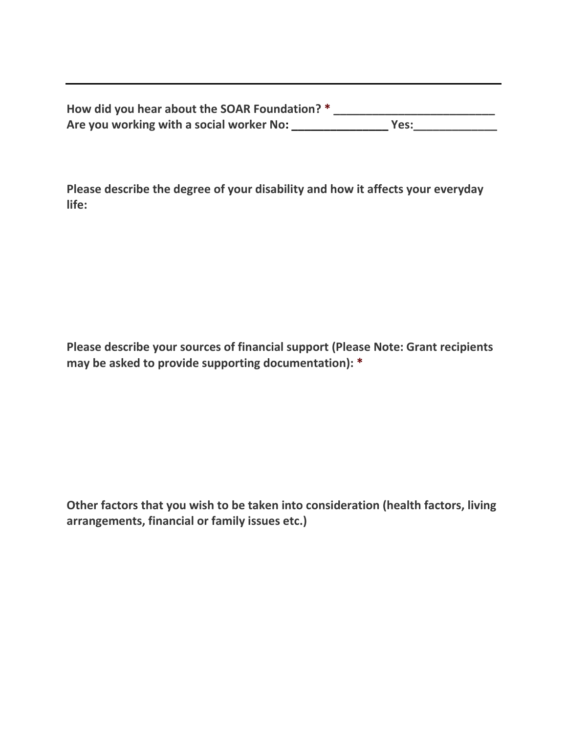---

**How did you hear about the SOAR Foundation? * _________________________**
**Are you working with a social worker No: _______________ Yes:_____________**

**Please describe the degree of your disability and how it affects your everyday life:**

**Please describe your sources of financial support (Please Note: Grant recipients may be asked to provide supporting documentation): ***

**Other factors that you wish to be taken into consideration (health factors, living arrangements, financial or family issues etc.)**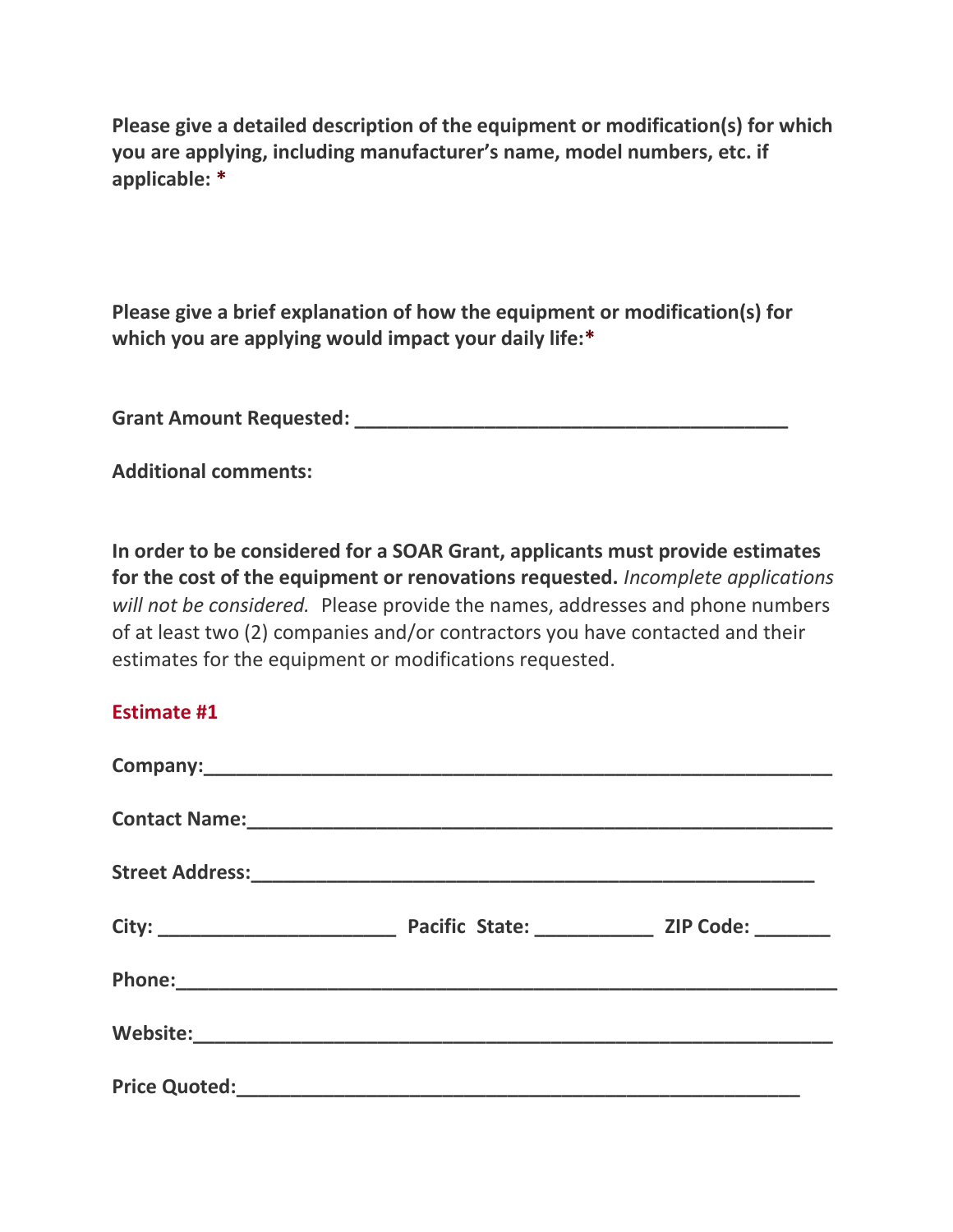**Please give a detailed description of the equipment or modification(s) for which you are applying, including manufacturer's name, model numbers, etc. if applicable: ***

**Please give a brief explanation of how the equipment or modification(s) for which you are applying would impact your daily life:***

**Grant Amount Requested: ________________________________________**

**Additional comments:**

**In order to be considered for a SOAR Grant, applicants must provide estimates for the cost of the equipment or renovations requested.** *Incomplete applications will not be considered.* Please provide the names, addresses and phone numbers of at least two (2) companies and/or contractors you have contacted and their estimates for the equipment or modifications requested.

**Estimate #1**

**Company:___________________________________________________________**

**Contact Name:_______________________________________________________**

**Street Address:_____________________________________________________**

**City: ______________________ Pacific State: ___________ ZIP Code: _______**

**Phone:______________________________________________________________**

**Website:____________________________________________________________**

**Price Quoted:_______________________________________________________**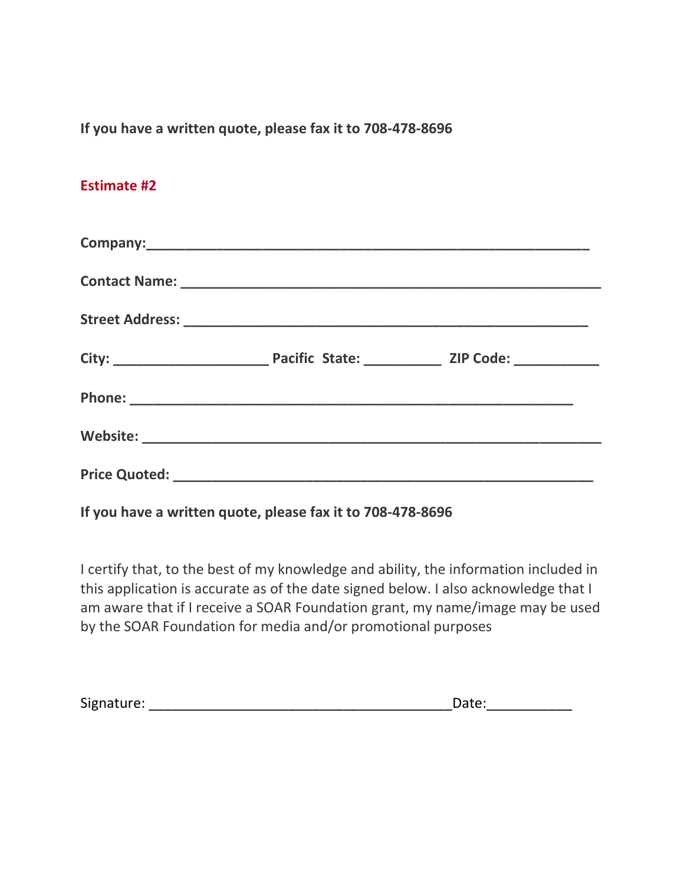**If you have a written quote, please fax it to 708-478-8696**

**Estimate #2**

**Company:**_______________________________________________

**Contact Name:** _____________________________________________

**Street Address:** ____________________________________________

**City:** ____________________ **Pacific State:** __________ **ZIP Code:** ___________

**Phone:** _________________________________________________

**Website:** _________________________________________________

**Price Quoted:** ______________________________________________

**If you have a written quote, please fax it to 708-478-8696**

I certify that, to the best of my knowledge and ability, the information included in this application is accurate as of the date signed below. I also acknowledge that I am aware that if I receive a SOAR Foundation grant, my name/image may be used by the SOAR Foundation for media and/or promotional purposes

Signature: ________________________________________Date:___________